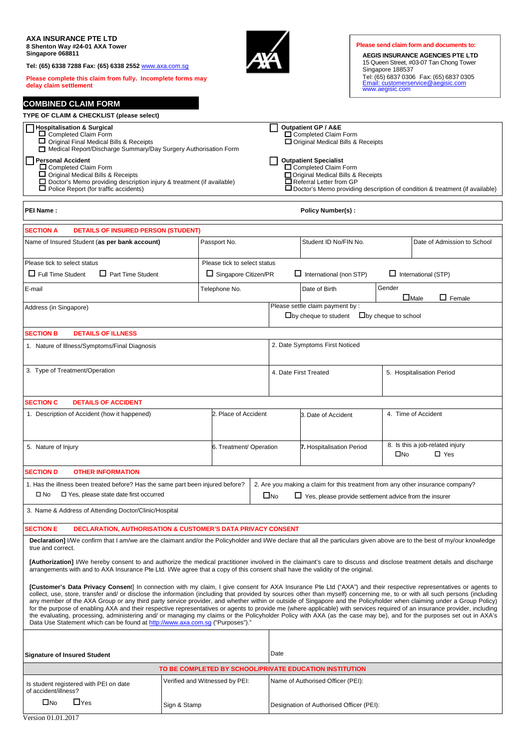**AXA INSURANCE PTE LTD**
**8 Shenton Way #24-01 AXA Tower**
**Singapore 068811**

**Tel: (65) 6338 7288 Fax: (65) 6338 2552** www.axa.com.sg

**Please complete this claim from fully. Incomplete forms may delay claim settlement**

**Please send claim form and documents to:**

**AEGIS INSURANCE AGENCIES PTE LTD**
15 Queen Street, #03-07 Tan Chong Tower
Singapore 188537
Tel: (65) 6837 0306 Fax: (65) 6837 0305
Email: customerservice@aegisic.com
www.aegisic.com

## COMBINED CLAIM FORM

**TYPE OF CLAIM & CHECKLIST (please select)**

| | |
|---|---|
| ☐ **Hospitalisation & Surgical**<br>☐ Completed Claim Form<br>☐ Original Final Medical Bills & Receipts<br>☐ Medical Report/Discharge Summary/Day Surgery Authorisation Form | ☐ **Outpatient GP / A&E**<br>☐ Completed Claim Form<br>☐ Original Medical Bills & Receipts |
| ☐ **Personal Accident**<br>☐ Completed Claim Form<br>☐ Original Medical Bills & Receipts<br>☐ Doctor's Memo providing description injury & treatment (if available)<br>☐ Police Report (for traffic accidents) | ☐ **Outpatient Specialist**<br>☐ Completed Claim Form<br>☐ Original Medical Bills & Receipts<br>☐ Referral Letter from GP<br>☐ Doctor's Memo providing description of condition & treatment (if available) |

| **PEI Name :** | **Policy Number(s) :** |
|---|---|

**SECTION A DETAILS OF INSURED PERSON (STUDENT)**

| Name of Insured Student (**as per bank account**) | Passport No. | Student ID No/FIN No. | | Date of Admission to School |
|---|---|---|---|---|
| Please tick to select status<br>☐ Full Time Student ☐ Part Time Student | Please tick to select status<br>☐ Singapore Citizen/PR | ☐ International (non STP) | | ☐ International (STP) |
| E-mail | Telephone No. | Date of Birth | Gender<br>☐Male ☐ Female | |
| Address (in Singapore) | | Please settle claim payment by :<br>☐by cheque to student ☐by cheque to school | | |

**SECTION B DETAILS OF ILLNESS**

| 1. Nature of Illness/Symptoms/Final Diagnosis | 2. Date Symptoms First Noticed | |
|---|---|---|
| 3. Type of Treatment/Operation | 4. Date First Treated | 5. Hospitalisation Period |

**SECTION C DETAILS OF ACCIDENT**

| 1. Description of Accident (how it happened) | 2. Place of Accident | 3. Date of Accident | 4. Time of Accident |
|---|---|---|---|
| 5. Nature of Injury | 6. Treatment/ Operation | 7. Hospitalisation Period | 8. Is this a job-related injury<br>☐No ☐ Yes |

**SECTION D OTHER INFORMATION**

| 1. Has the illness been treated before? Has the same part been injured before?<br>☐ No ☐ Yes, please state date first occurred | 2. Are you making a claim for this treatment from any other insurance company?<br>☐No ☐ Yes, please provide settlement advice from the insurer |
|---|---|
| 3. Name & Address of Attending Doctor/Clinic/Hospital | |

**SECTION E DECLARATION, AUTHORISATION & CUSTOMER'S DATA PRIVACY CONSENT**

**Declaration]** I/We confirm that I am/we are the claimant and/or the Policyholder and I/We declare that all the particulars given above are to the best of my/our knowledge true and correct.

**[Authorization]** I/We hereby consent to and authorize the medical practitioner involved in the claimant's care to discuss and disclose treatment details and discharge arrangements with and to AXA Insurance Pte Ltd. I/We agree that a copy of this consent shall have the validity of the original.

**[Customer's Data Privacy Consent**] In connection with my claim, I give consent for AXA Insurance Pte Ltd ("AXA") and their respective representatives or agents to collect, use, store, transfer and/ or disclose the information (including that provided by sources other than myself) concerning me, to or with all such persons (including any member of the AXA Group or any third party service provider, and whether within or outside of Singapore and the Policyholder when claiming under a Group Policy) for the purpose of enabling AXA and their respective representatives or agents to provide me (where applicable) with services required of an insurance provider, including the evaluating, processing, administering and/ or managing my claims or the Policyholder Policy with AXA (as the case may be), and for the purposes set out in AXA's Data Use Statement which can be found at http://www.axa.com.sg ("Purposes")."

| **Signature of Insured Student** | Date |
|---|---|

**TO BE COMPLETED BY SCHOOL/PRIVATE EDUCATION INSTITUTION**

| Is student registered with PEI on date of accident/illness?<br>☐No ☐Yes | Verified and Witnessed by PEI:<br><br>Sign & Stamp | Name of Authorised Officer (PEI):<br><br>Designation of Authorised Officer (PEI): |
|---|---|---|

Version 01.01.2017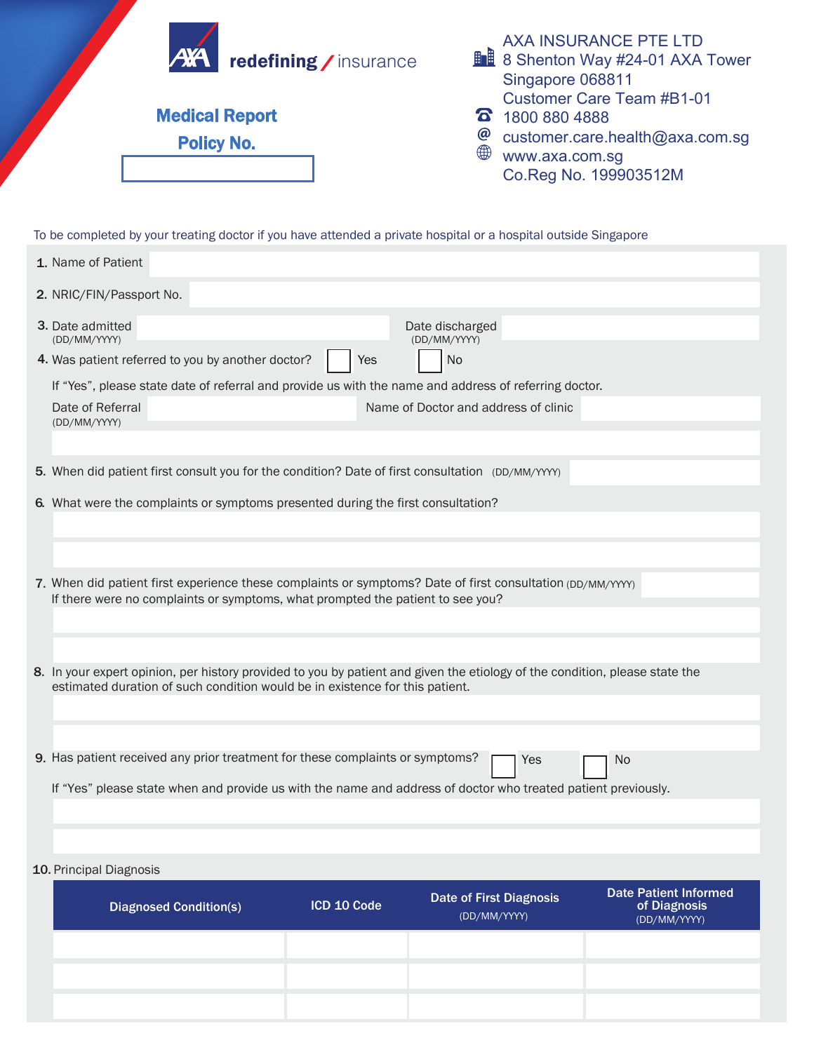AXA redefining / insurance

# Medical Report

**Policy No.**

AXA INSURANCE PTE LTD
8 Shenton Way #24-01 AXA Tower
Singapore 068811
Customer Care Team #B1-01
1800 880 4888
customer.care.health@axa.com.sg
www.axa.com.sg
Co.Reg No. 199903512M

To be completed by your treating doctor if you have attended a private hospital or a hospital outside Singapore

1. Name of Patient

2. NRIC/FIN/Passport No.

3. Date admitted (DD/MM/YYYY) Date discharged (DD/MM/YYYY)

4. Was patient referred to you by another doctor? ☐ Yes ☐ No

   If "Yes", please state date of referral and provide us with the name and address of referring doctor.

   Date of Referral (DD/MM/YYYY) Name of Doctor and address of clinic

5. When did patient first consult you for the condition? Date of first consultation (DD/MM/YYYY)

6. What were the complaints or symptoms presented during the first consultation?

7. When did patient first experience these complaints or symptoms? Date of first consultation (DD/MM/YYYY)
   If there were no complaints or symptoms, what prompted the patient to see you?

8. In your expert opinion, per history provided to you by patient and given the etiology of the condition, please state the estimated duration of such condition would be in existence for this patient.

9. Has patient received any prior treatment for these complaints or symptoms? ☐ Yes ☐ No

   If "Yes" please state when and provide us with the name and address of doctor who treated patient previously.

10. Principal Diagnosis

| Diagnosed Condition(s) | ICD 10 Code | Date of First Diagnosis (DD/MM/YYYY) | Date Patient Informed of Diagnosis (DD/MM/YYYY) |
|---|---|---|---|
| | | | |
| | | | |
| | | | |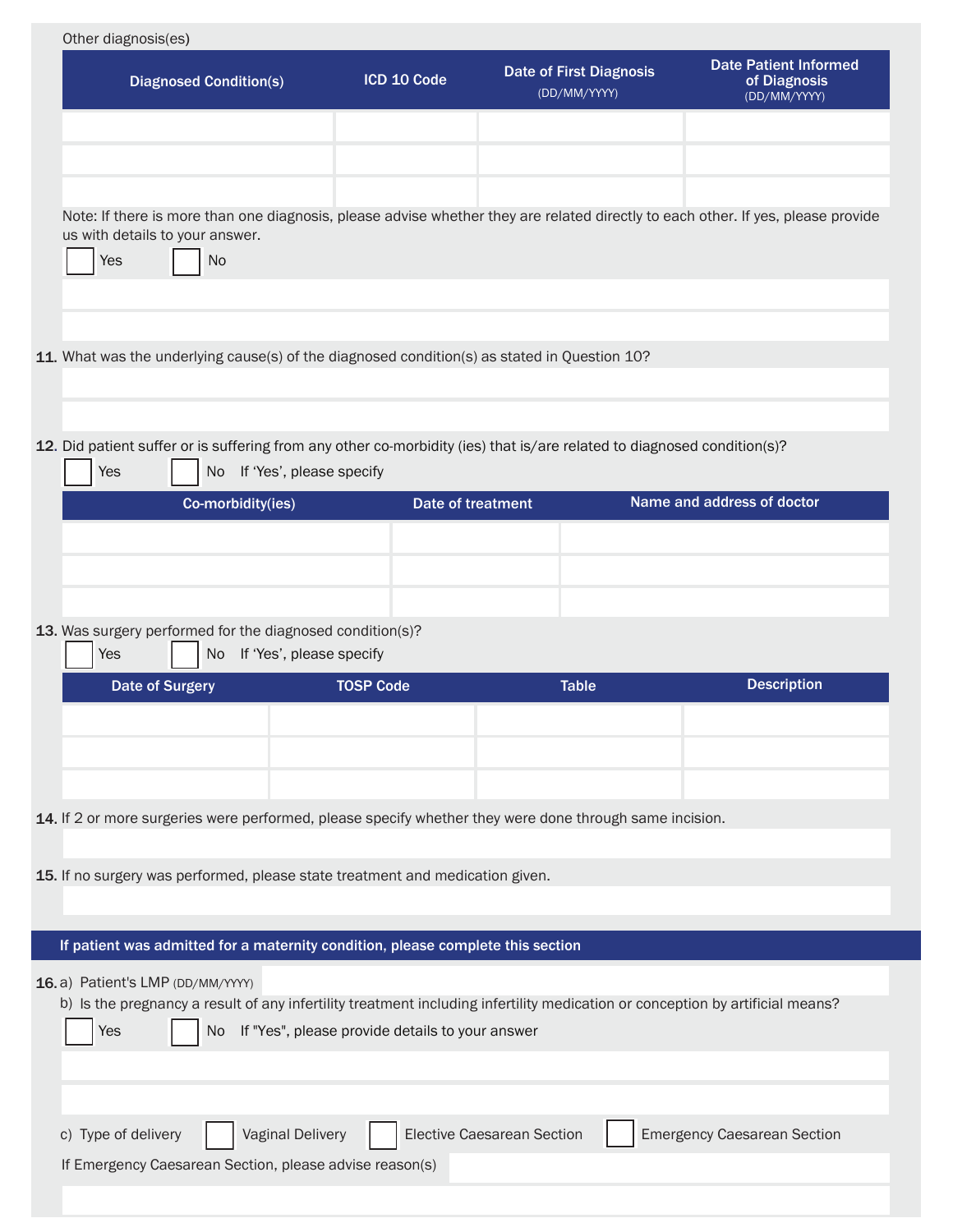Other diagnosis(es)

| Diagnosed Condition(s) | ICD 10 Code | Date of First Diagnosis (DD/MM/YYYY) | Date Patient Informed of Diagnosis (DD/MM/YYYY) |
| --- | --- | --- | --- |
| | | | |
| | | | |
| | | | |

Note: If there is more than one diagnosis, please advise whether they are related directly to each other. If yes, please provide us with details to your answer.

☐ Yes ☐ No

**11.** What was the underlying cause(s) of the diagnosed condition(s) as stated in Question 10?

**12.** Did patient suffer or is suffering from any other co-morbidity (ies) that is/are related to diagnosed condition(s)?

☐ Yes ☐ No If 'Yes', please specify

| Co-morbidity(ies) | Date of treatment | Name and address of doctor |
| --- | --- | --- |
| | | |
| | | |
| | | |

**13.** Was surgery performed for the diagnosed condition(s)?

☐ Yes ☐ No If 'Yes', please specify

| Date of Surgery | TOSP Code | Table | Description |
| --- | --- | --- | --- |
| | | | |
| | | | |
| | | | |

**14.** If 2 or more surgeries were performed, please specify whether they were done through same incision.

**15.** If no surgery was performed, please state treatment and medication given.

## If patient was admitted for a maternity condition, please complete this section

**16.** a) Patient's LMP (DD/MM/YYYY)

b) Is the pregnancy a result of any infertility treatment including infertility medication or conception by artificial means?

☐ Yes ☐ No If "Yes", please provide details to your answer

c) Type of delivery ☐ Vaginal Delivery ☐ Elective Caesarean Section ☐ Emergency Caesarean Section

If Emergency Caesarean Section, please advise reason(s)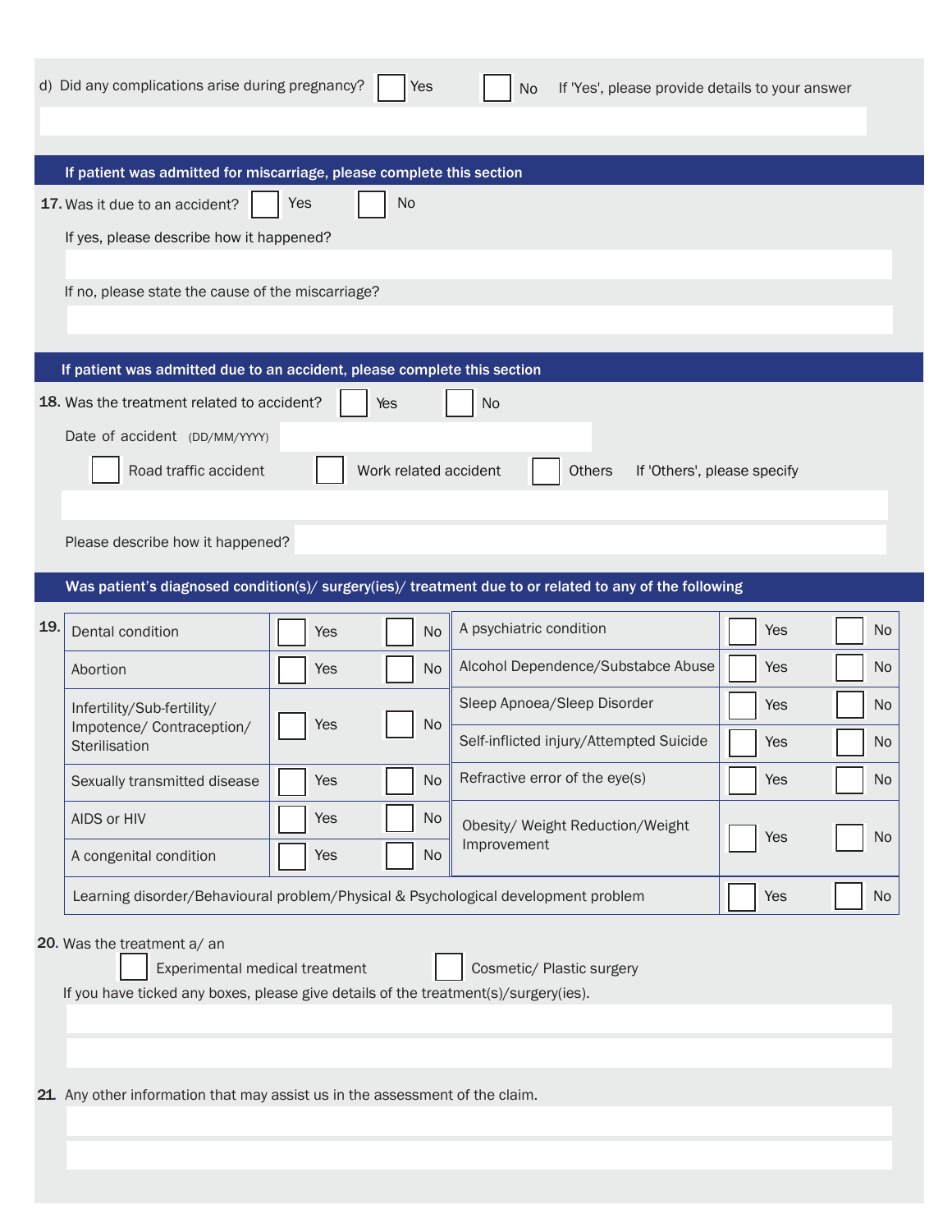d) Did any complications arise during pregnancy? ☐ Yes ☐ No If 'Yes', please provide details to your answer

## If patient was admitted for miscarriage, please complete this section

**17.** Was it due to an accident? ☐ Yes ☐ No

If yes, please describe how it happened?

If no, please state the cause of the miscarriage?

## If patient was admitted due to an accident, please complete this section

**18.** Was the treatment related to accident? ☐ Yes ☐ No

Date of accident (DD/MM/YYYY)

☐ Road traffic accident ☐ Work related accident ☐ Others If 'Others', please specify

Please describe how it happened?

## Was patient's diagnosed condition(s)/ surgery(ies)/ treatment due to or related to any of the following

**19.**

| Condition | Yes | No | Condition | Yes | No |
|---|---|---|---|---|---|
| Dental condition | ☐ Yes | ☐ No | A psychiatric condition | ☐ Yes | ☐ No |
| Abortion | ☐ Yes | ☐ No | Alcohol Dependence/Substabce Abuse | ☐ Yes | ☐ No |
| Infertility/Sub-fertility/ Impotence/ Contraception/ Sterilisation | ☐ Yes | ☐ No | Sleep Apnoea/Sleep Disorder | ☐ Yes | ☐ No |
| | | | Self-inflicted injury/Attempted Suicide | ☐ Yes | ☐ No |
| Sexually transmitted disease | ☐ Yes | ☐ No | Refractive error of the eye(s) | ☐ Yes | ☐ No |
| AIDS or HIV | ☐ Yes | ☐ No | Obesity/ Weight Reduction/Weight Improvement | ☐ Yes | ☐ No |
| A congenital condition | ☐ Yes | ☐ No | | | |
| Learning disorder/Behavioural problem/Physical & Psychological development problem | | | | ☐ Yes | ☐ No |

**20.** Was the treatment a/ an

☐ Experimental medical treatment ☐ Cosmetic/ Plastic surgery

If you have ticked any boxes, please give details of the treatment(s)/surgery(ies).

**21.** Any other information that may assist us in the assessment of the claim.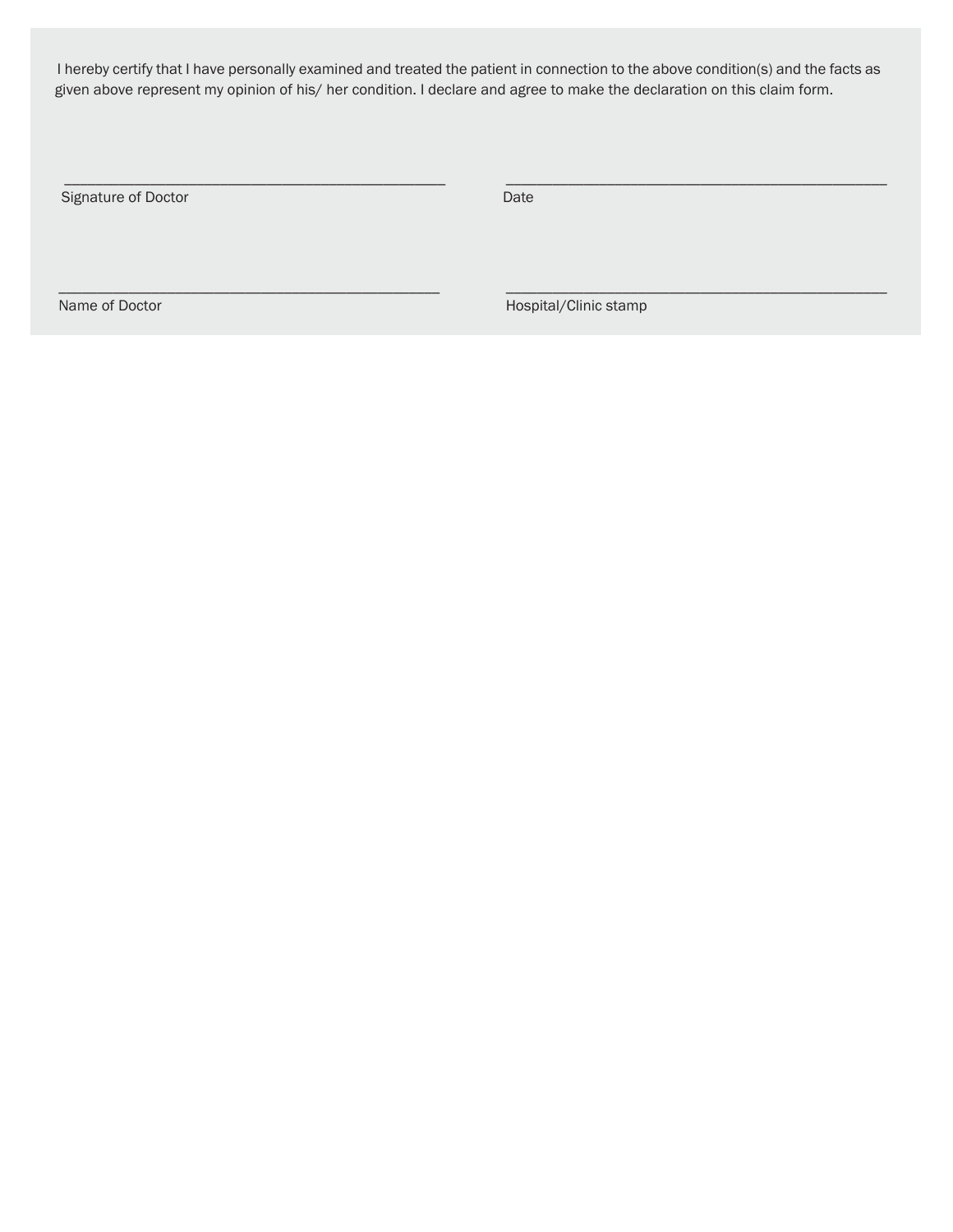I hereby certify that I have personally examined and treated the patient in connection to the above condition(s) and the facts as given above represent my opinion of his/ her condition. I declare and agree to make the declaration on this claim form.

| | |
|---|---|
| ______________________________ | ______________________________ |
| Signature of Doctor | Date |
| ______________________________ | ______________________________ |
| Name of Doctor | Hospital/Clinic stamp |